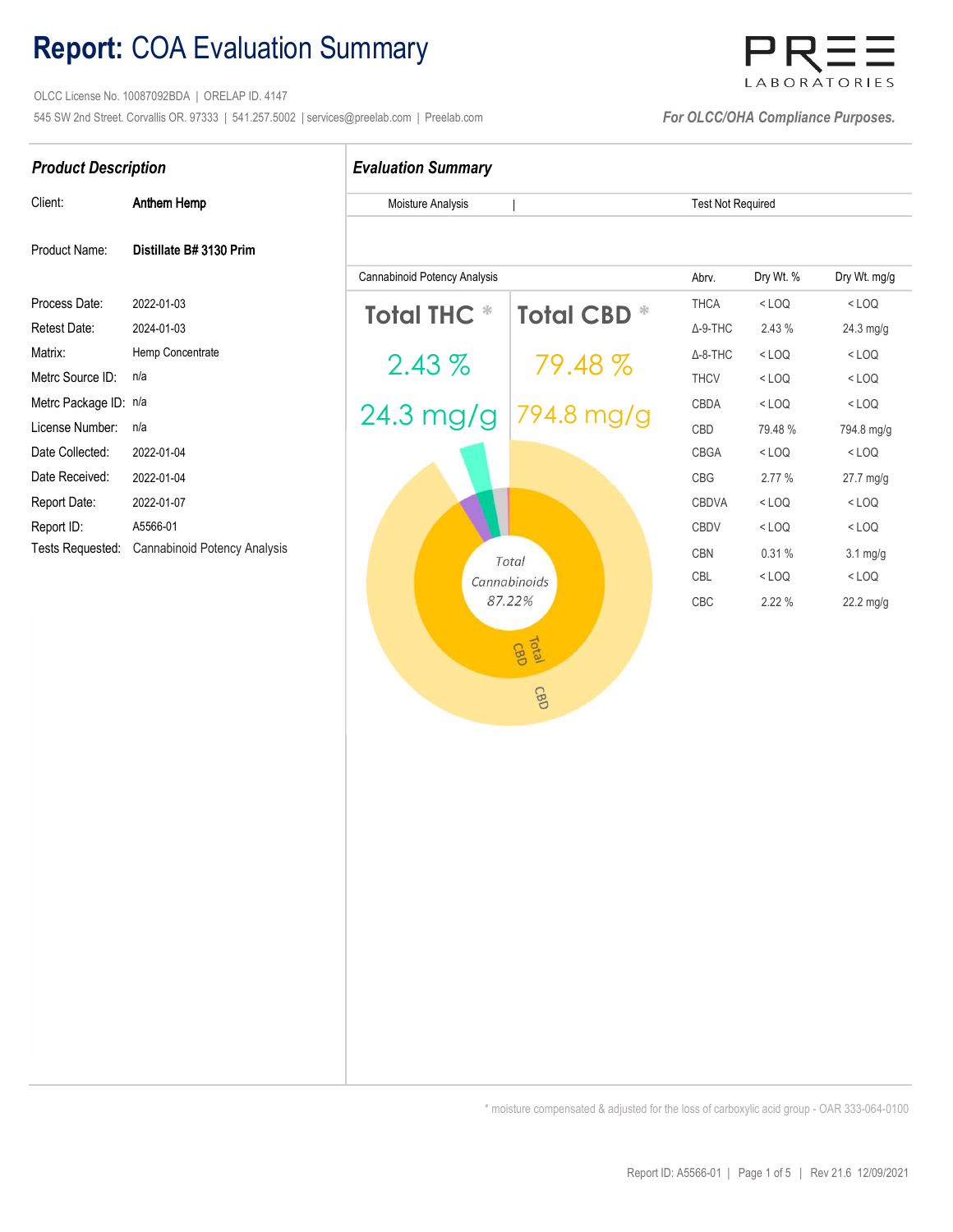# **Report:** COA Evaluation Summary

OLCC License No. 10087092BDA | ORELAP ID. 4147

545 SW 2nd Street. Corvallis OR. 97333 | 541.257.5002 | services@preelab.com | Preelab.com

PREE LABORATORIES

*For OLCC/OHA Compliance Purposes.*

## *Product Description*

| | |
|---|---|
| Client: | **Anthem Hemp** |
| Product Name: | **Distillate B# 3130 Prim** |
| Process Date: | 2022-01-03 |
| Retest Date: | 2024-01-03 |
| Matrix: | Hemp Concentrate |
| Metrc Source ID: | n/a |
| Metrc Package ID: | n/a |
| License Number: | n/a |
| Date Collected: | 2022-01-04 |
| Date Received: | 2022-01-04 |
| Report Date: | 2022-01-07 |
| Report ID: | A5566-01 |
| Tests Requested: | Cannabinoid Potency Analysis |

## *Evaluation Summary*

| Moisture Analysis | Test Not Required |
|---|---|

**Cannabinoid Potency Analysis**

| Total THC * | Total CBD * |
|---|---|
| 2.43 % | 79.48 % |
| 24.3 mg/g | 794.8 mg/g |

Total Cannabinoids 87.22%

| Abrv. | Dry Wt. % | Dry Wt. mg/g |
|---|---|---|
| THCA | < LOQ | < LOQ |
| Δ-9-THC | 2.43 % | 24.3 mg/g |
| Δ-8-THC | < LOQ | < LOQ |
| THCV | < LOQ | < LOQ |
| CBDA | < LOQ | < LOQ |
| CBD | 79.48 % | 794.8 mg/g |
| CBGA | < LOQ | < LOQ |
| CBG | 2.77 % | 27.7 mg/g |
| CBDVA | < LOQ | < LOQ |
| CBDV | < LOQ | < LOQ |
| CBN | 0.31 % | 3.1 mg/g |
| CBL | < LOQ | < LOQ |
| CBC | 2.22 % | 22.2 mg/g |

\* moisture compensated & adjusted for the loss of carboxylic acid group - OAR 333-064-0100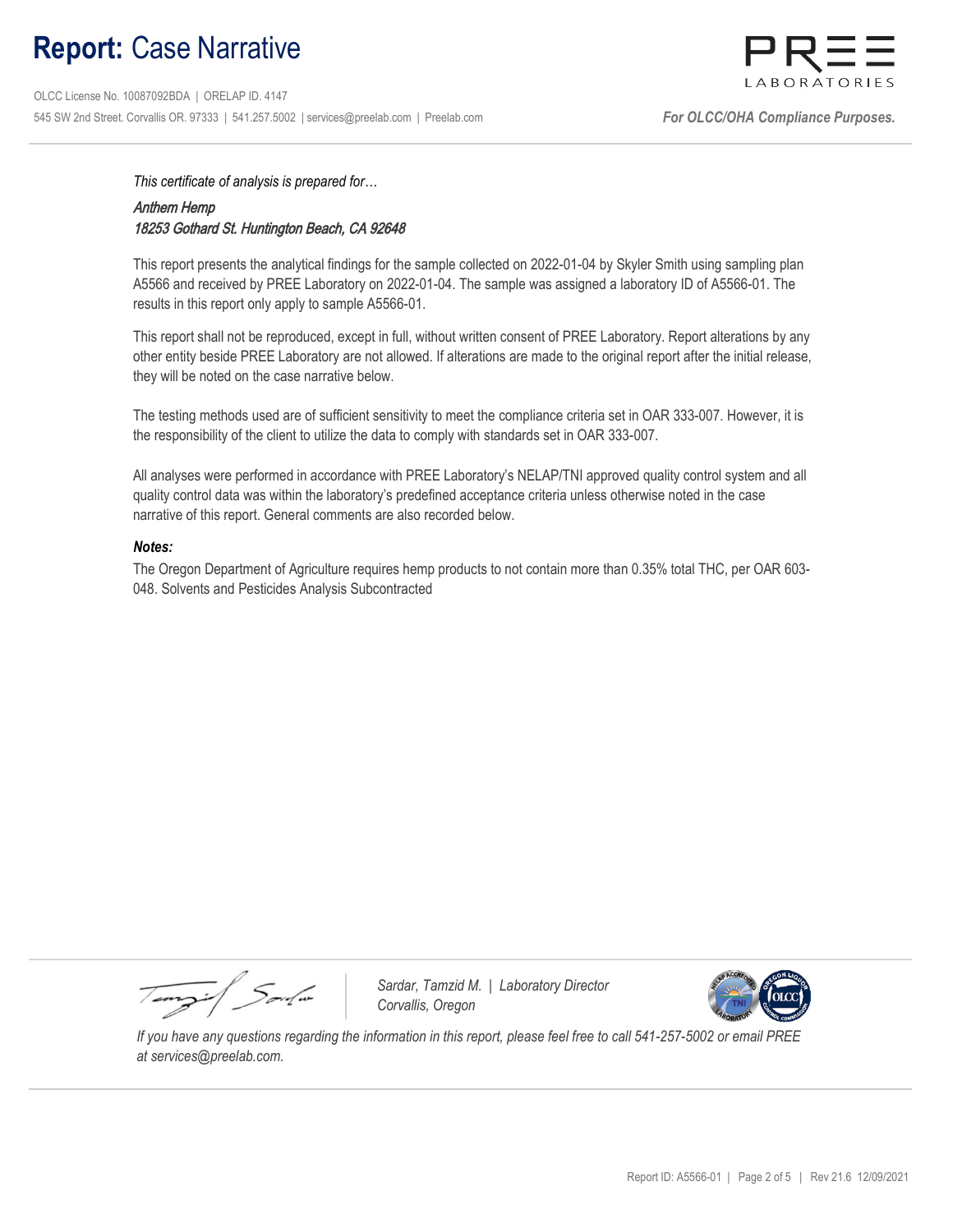# **Report:** Case Narrative

OLCC License No. 10087092BDA | ORELAP ID. 4147
545 SW 2nd Street. Corvallis OR. 97333 | 541.257.5002 | services@preelab.com | Preelab.com

*For OLCC/OHA Compliance Purposes.*

*This certificate of analysis is prepared for…*

*Anthem Hemp*
*18253 Gothard St. Huntington Beach, CA 92648*

This report presents the analytical findings for the sample collected on 2022-01-04 by Skyler Smith using sampling plan A5566 and received by PREE Laboratory on 2022-01-04. The sample was assigned a laboratory ID of A5566-01. The results in this report only apply to sample A5566-01.

This report shall not be reproduced, except in full, without written consent of PREE Laboratory. Report alterations by any other entity beside PREE Laboratory are not allowed. If alterations are made to the original report after the initial release, they will be noted on the case narrative below.

The testing methods used are of sufficient sensitivity to meet the compliance criteria set in OAR 333-007. However, it is the responsibility of the client to utilize the data to comply with standards set in OAR 333-007.

All analyses were performed in accordance with PREE Laboratory's NELAP/TNI approved quality control system and all quality control data was within the laboratory's predefined acceptance criteria unless otherwise noted in the case narrative of this report. General comments are also recorded below.

***Notes:***

The Oregon Department of Agriculture requires hemp products to not contain more than 0.35% total THC, per OAR 603-048. Solvents and Pesticides Analysis Subcontracted

*Sardar, Tamzid M. | Laboratory Director*
*Corvallis, Oregon*

*If you have any questions regarding the information in this report, please feel free to call 541-257-5002 or email PREE at services@preelab.com.*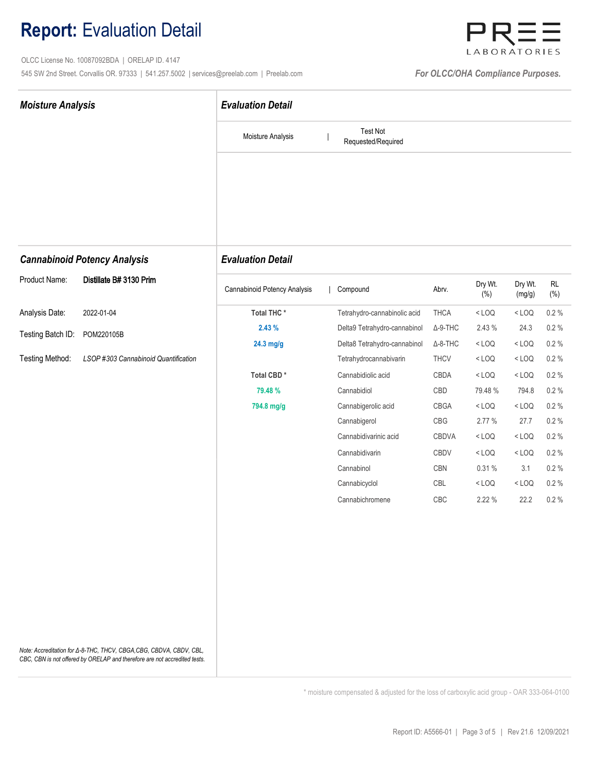# **Report:** Evaluation Detail

OLCC License No. 10087092BDA | ORELAP ID. 4147
545 SW 2nd Street. Corvallis OR. 97333 | 541.257.5002 | services@preelab.com | Preelab.com

PREE LABORATORIES

*For OLCC/OHA Compliance Purposes.*

## *Moisture Analysis*

### *Evaluation Detail*

| Moisture Analysis | Test Not Requested/Required |
|---|---|

## *Cannabinoid Potency Analysis*

Product Name: **Distillate B# 3130 Prim**

Analysis Date: 2022-01-04

Testing Batch ID: POM220105B

Testing Method: *LSOP #303 Cannabinoid Quantification*

### *Evaluation Detail*

| Cannabinoid Potency Analysis | Compound | Abrv. | Dry Wt. (%) | Dry Wt. (mg/g) | RL (%) |
|---|---|---|---|---|---|
| **Total THC *** | Tetrahydro-cannabinolic acid | THCA | < LOQ | < LOQ | 0.2 % |
| **2.43 %** | Delta9 Tetrahydro-cannabinol | Δ-9-THC | 2.43 % | 24.3 | 0.2 % |
| **24.3 mg/g** | Delta8 Tetrahydro-cannabinol | Δ-8-THC | < LOQ | < LOQ | 0.2 % |
| | Tetrahydrocannabivarin | THCV | < LOQ | < LOQ | 0.2 % |
| **Total CBD *** | Cannabidiolic acid | CBDA | < LOQ | < LOQ | 0.2 % |
| **79.48 %** | Cannabidiol | CBD | 79.48 % | 794.8 | 0.2 % |
| **794.8 mg/g** | Cannabigerolic acid | CBGA | < LOQ | < LOQ | 0.2 % |
| | Cannabigerol | CBG | 2.77 % | 27.7 | 0.2 % |
| | Cannabidivarinic acid | CBDVA | < LOQ | < LOQ | 0.2 % |
| | Cannabidivarin | CBDV | < LOQ | < LOQ | 0.2 % |
| | Cannabinol | CBN | 0.31 % | 3.1 | 0.2 % |
| | Cannabicyclol | CBL | < LOQ | < LOQ | 0.2 % |
| | Cannabichromene | CBC | 2.22 % | 22.2 | 0.2 % |

*Note: Accreditation for Δ-8-THC, THCV, CBGA,CBG, CBDVA, CBDV, CBL, CBC, CBN is not offered by ORELAP and therefore are not accredited tests.*

* moisture compensated & adjusted for the loss of carboxylic acid group - OAR 333-064-0100

Report ID: A5566-01 | Rev 21.6 12/09/2021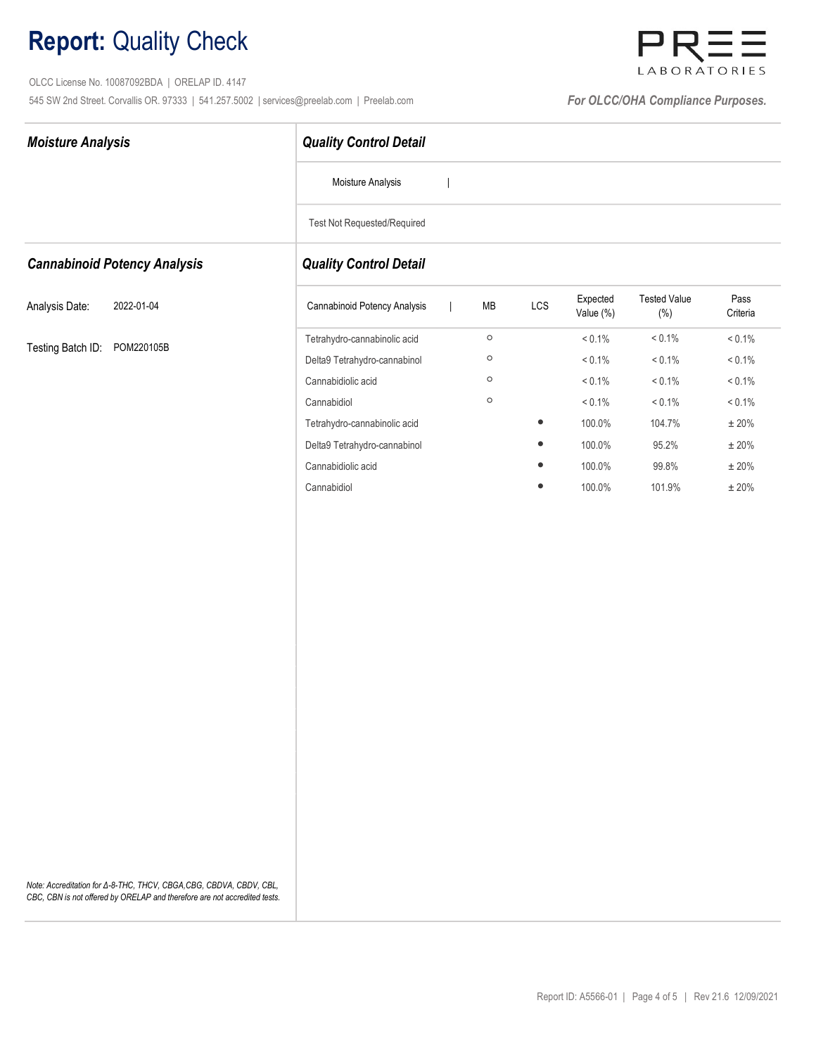# **Report:** Quality Check

OLCC License No. 10087092BDA | ORELAP ID. 4147

545 SW 2nd Street. Corvallis OR. 97333 | 541.257.5002 | services@preelab.com | Preelab.com

*For OLCC/OHA Compliance Purposes.*

## *Moisture Analysis*

### *Quality Control Detail*

Moisture Analysis |

Test Not Requested/Required

## *Cannabinoid Potency Analysis*

Analysis Date: 2022-01-04

Testing Batch ID: POM220105B

### *Quality Control Detail*

| Cannabinoid Potency Analysis | MB | LCS | Expected Value (%) | Tested Value (%) | Pass Criteria |
|---|---|---|---|---|---|
| Tetrahydro-cannabinolic acid | ○ | | < 0.1% | < 0.1% | < 0.1% |
| Delta9 Tetrahydro-cannabinol | ○ | | < 0.1% | < 0.1% | < 0.1% |
| Cannabidiolic acid | ○ | | < 0.1% | < 0.1% | < 0.1% |
| Cannabidiol | ○ | | < 0.1% | < 0.1% | < 0.1% |
| Tetrahydro-cannabinolic acid | | ● | 100.0% | 104.7% | ± 20% |
| Delta9 Tetrahydro-cannabinol | | ● | 100.0% | 95.2% | ± 20% |
| Cannabidiolic acid | | ● | 100.0% | 99.8% | ± 20% |
| Cannabidiol | | ● | 100.0% | 101.9% | ± 20% |

*Note: Accreditation for Δ-8-THC, THCV, CBGA,CBG, CBDVA, CBDV, CBL, CBC, CBN is not offered by ORELAP and therefore are not accredited tests.*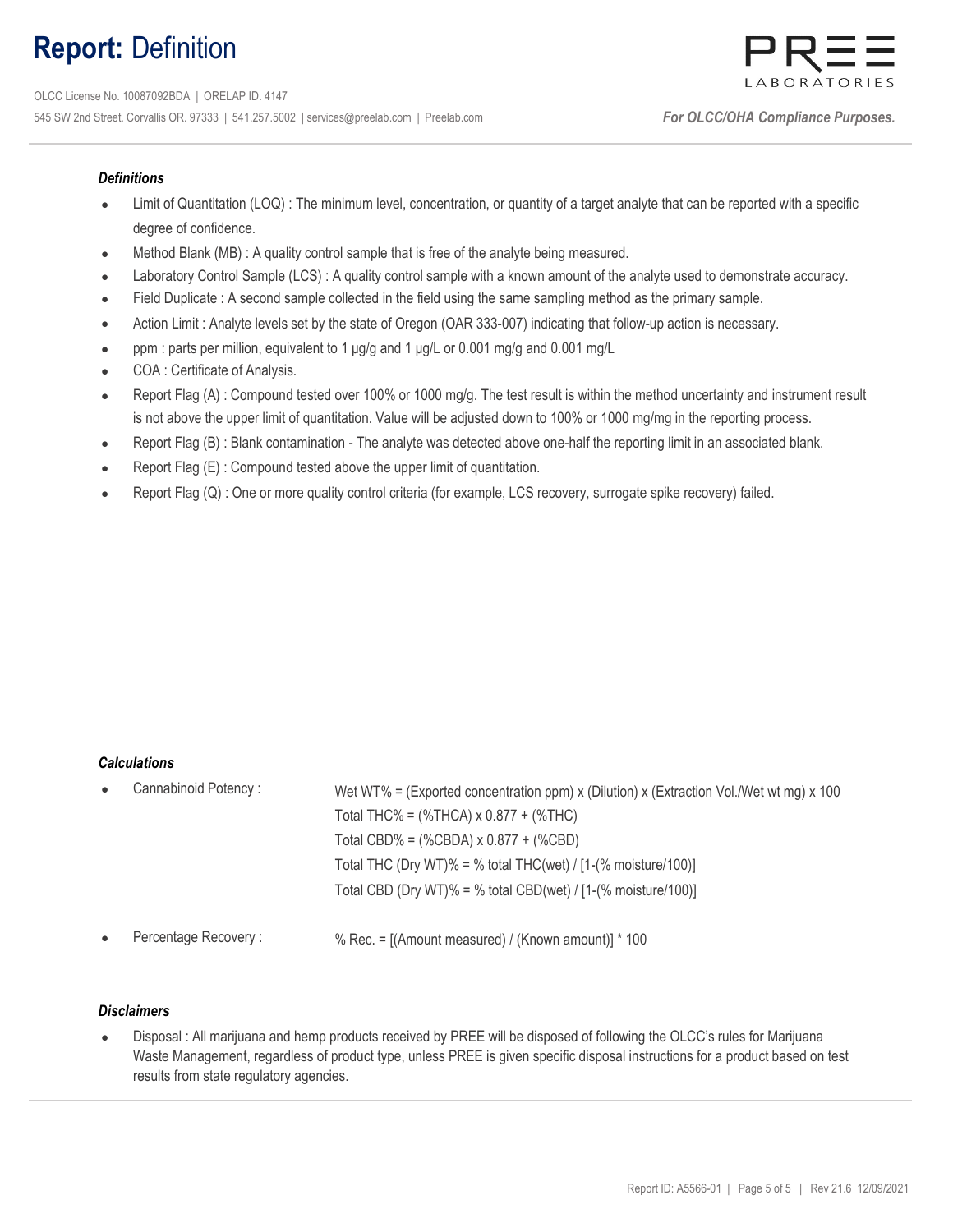# **Report:** Definition

OLCC License No. 10087092BDA | ORELAP ID. 4147

545 SW 2nd Street. Corvallis OR. 97333 | 541.257.5002 | services@preelab.com | Preelab.com

*For OLCC/OHA Compliance Purposes.*

### *Definitions*

- Limit of Quantitation (LOQ) : The minimum level, concentration, or quantity of a target analyte that can be reported with a specific degree of confidence.
- Method Blank (MB) : A quality control sample that is free of the analyte being measured.
- Laboratory Control Sample (LCS) : A quality control sample with a known amount of the analyte used to demonstrate accuracy.
- Field Duplicate : A second sample collected in the field using the same sampling method as the primary sample.
- Action Limit : Analyte levels set by the state of Oregon (OAR 333-007) indicating that follow-up action is necessary.
- ppm : parts per million, equivalent to 1 µg/g and 1 µg/L or 0.001 mg/g and 0.001 mg/L
- COA : Certificate of Analysis.
- Report Flag (A) : Compound tested over 100% or 1000 mg/g. The test result is within the method uncertainty and instrument result is not above the upper limit of quantitation. Value will be adjusted down to 100% or 1000 mg/mg in the reporting process.
- Report Flag (B) : Blank contamination - The analyte was detected above one-half the reporting limit in an associated blank.
- Report Flag (E) : Compound tested above the upper limit of quantitation.
- Report Flag (Q) : One or more quality control criteria (for example, LCS recovery, surrogate spike recovery) failed.

### *Calculations*

- Cannabinoid Potency :
  - Wet WT% = (Exported concentration ppm) x (Dilution) x (Extraction Vol./Wet wt mg) x 100
  - Total THC% = (%THCA) x 0.877 + (%THC)
  - Total CBD% = (%CBDA) x 0.877 + (%CBD)
  - Total THC (Dry WT)% = % total THC(wet) / [1-(% moisture/100)]
  - Total CBD (Dry WT)% = % total CBD(wet) / [1-(% moisture/100)]
- Percentage Recovery :
  - % Rec. = [(Amount measured) / (Known amount)] * 100

### *Disclaimers*

- Disposal : All marijuana and hemp products received by PREE will be disposed of following the OLCC's rules for Marijuana Waste Management, regardless of product type, unless PREE is given specific disposal instructions for a product based on test results from state regulatory agencies.

Report ID: A5566-01 | Rev 21.6 12/09/2021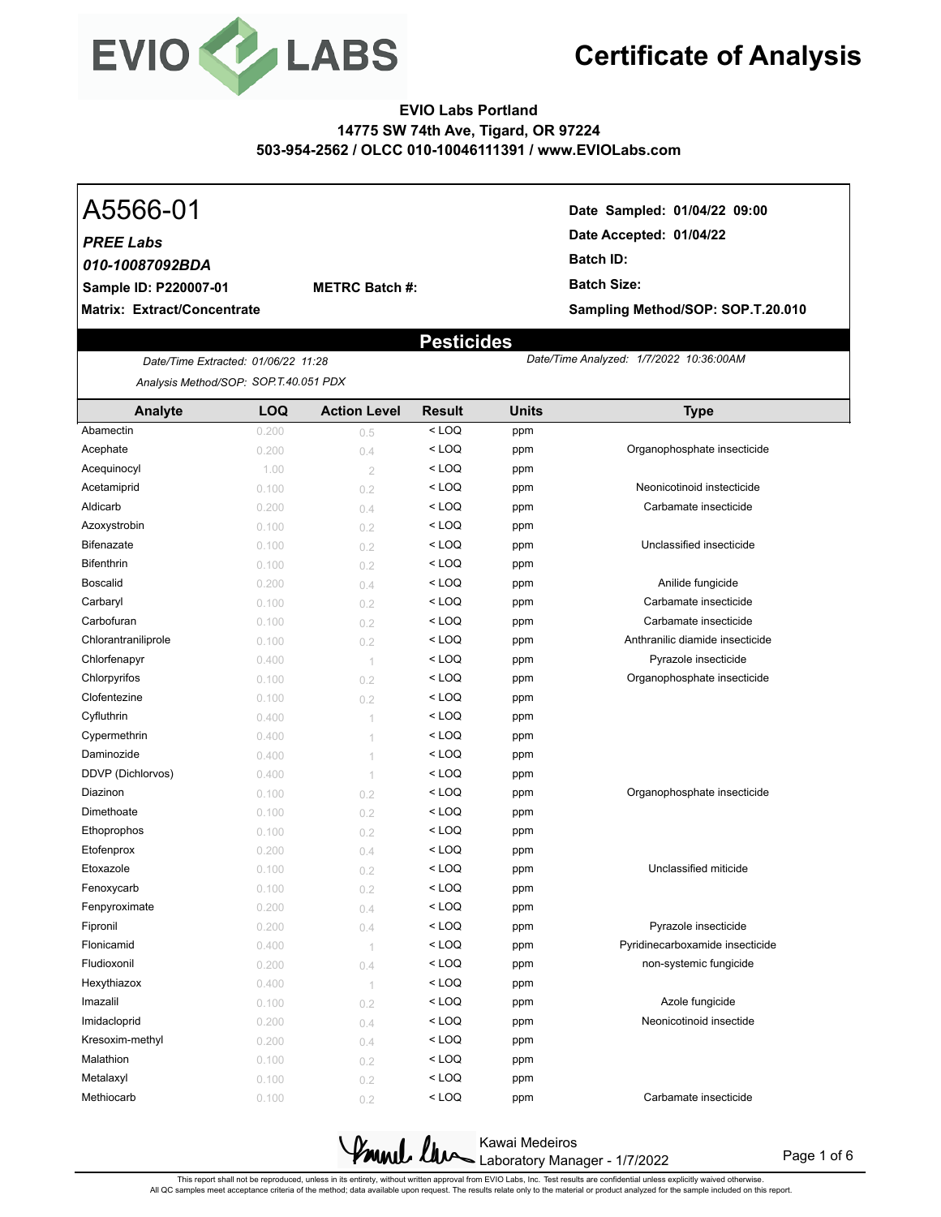# Certificate of Analysis

**EVIO Labs Portland**
**14775 SW 74th Ave, Tigard, OR 97224**
**503-954-2562 / OLCC 010-10046111391 / www.EVIOLabs.com**

# A5566-01

***PREE Labs***

***010-10087092BDA***

**Sample ID: P220007-01** **METRC Batch #:**

**Matrix: Extract/Concentrate**

**Date Sampled: 01/04/22 09:00**

**Date Accepted: 01/04/22**

**Batch ID:**

**Batch Size:**

**Sampling Method/SOP: SOP.T.20.010**

## Pesticides

*Date/Time Extracted: 01/06/22 11:28*

*Analysis Method/SOP: SOP.T.40.051 PDX*

*Date/Time Analyzed: 1/7/2022 10:36:00AM*

| Analyte | LOQ | Action Level | Result | Units | Type |
|---|---|---|---|---|---|
| Abamectin | 0.200 | 0.5 | < LOQ | ppm | |
| Acephate | 0.200 | 0.4 | < LOQ | ppm | Organophosphate insecticide |
| Acequinocyl | 1.00 | 2 | < LOQ | ppm | |
| Acetamiprid | 0.100 | 0.2 | < LOQ | ppm | Neonicotinoid instecticide |
| Aldicarb | 0.200 | 0.4 | < LOQ | ppm | Carbamate insecticide |
| Azoxystrobin | 0.100 | 0.2 | < LOQ | ppm | |
| Bifenazate | 0.100 | 0.2 | < LOQ | ppm | Unclassified insecticide |
| Bifenthrin | 0.100 | 0.2 | < LOQ | ppm | |
| Boscalid | 0.200 | 0.4 | < LOQ | ppm | Anilide fungicide |
| Carbaryl | 0.100 | 0.2 | < LOQ | ppm | Carbamate insecticide |
| Carbofuran | 0.100 | 0.2 | < LOQ | ppm | Carbamate insecticide |
| Chlorantraniliprole | 0.100 | 0.2 | < LOQ | ppm | Anthranilic diamide insecticide |
| Chlorfenapyr | 0.400 | 1 | < LOQ | ppm | Pyrazole insecticide |
| Chlorpyrifos | 0.100 | 0.2 | < LOQ | ppm | Organophosphate insecticide |
| Clofentezine | 0.100 | 0.2 | < LOQ | ppm | |
| Cyfluthrin | 0.400 | 1 | < LOQ | ppm | |
| Cypermethrin | 0.400 | 1 | < LOQ | ppm | |
| Daminozide | 0.400 | 1 | < LOQ | ppm | |
| DDVP (Dichlorvos) | 0.400 | 1 | < LOQ | ppm | |
| Diazinon | 0.100 | 0.2 | < LOQ | ppm | Organophosphate insecticide |
| Dimethoate | 0.100 | 0.2 | < LOQ | ppm | |
| Ethoprophos | 0.100 | 0.2 | < LOQ | ppm | |
| Etofenprox | 0.200 | 0.4 | < LOQ | ppm | |
| Etoxazole | 0.100 | 0.2 | < LOQ | ppm | Unclassified miticide |
| Fenoxycarb | 0.100 | 0.2 | < LOQ | ppm | |
| Fenpyroximate | 0.200 | 0.4 | < LOQ | ppm | |
| Fipronil | 0.200 | 0.4 | < LOQ | ppm | Pyrazole insecticide |
| Flonicamid | 0.400 | 1 | < LOQ | ppm | Pyridinecarboxamide insecticide |
| Fludioxonil | 0.200 | 0.4 | < LOQ | ppm | non-systemic fungicide |
| Hexythiazox | 0.400 | 1 | < LOQ | ppm | |
| Imazalil | 0.100 | 0.2 | < LOQ | ppm | Azole fungicide |
| Imidacloprid | 0.200 | 0.4 | < LOQ | ppm | Neonicotinoid insectide |
| Kresoxim-methyl | 0.200 | 0.4 | < LOQ | ppm | |
| Malathion | 0.100 | 0.2 | < LOQ | ppm | |
| Metalaxyl | 0.100 | 0.2 | < LOQ | ppm | |
| Methiocarb | 0.100 | 0.2 | < LOQ | ppm | Carbamate insecticide |

Kawai Medeiros
Laboratory Manager - 1/7/2022

This report shall not be reproduced, unless in its entirety, without written approval from EVIO Labs, Inc. Test results are confidential unless explicitly waived otherwise.
All QC samples meet acceptance criteria of the method; data available upon request. The results relate only to the material or product analyzed for the sample included on this report.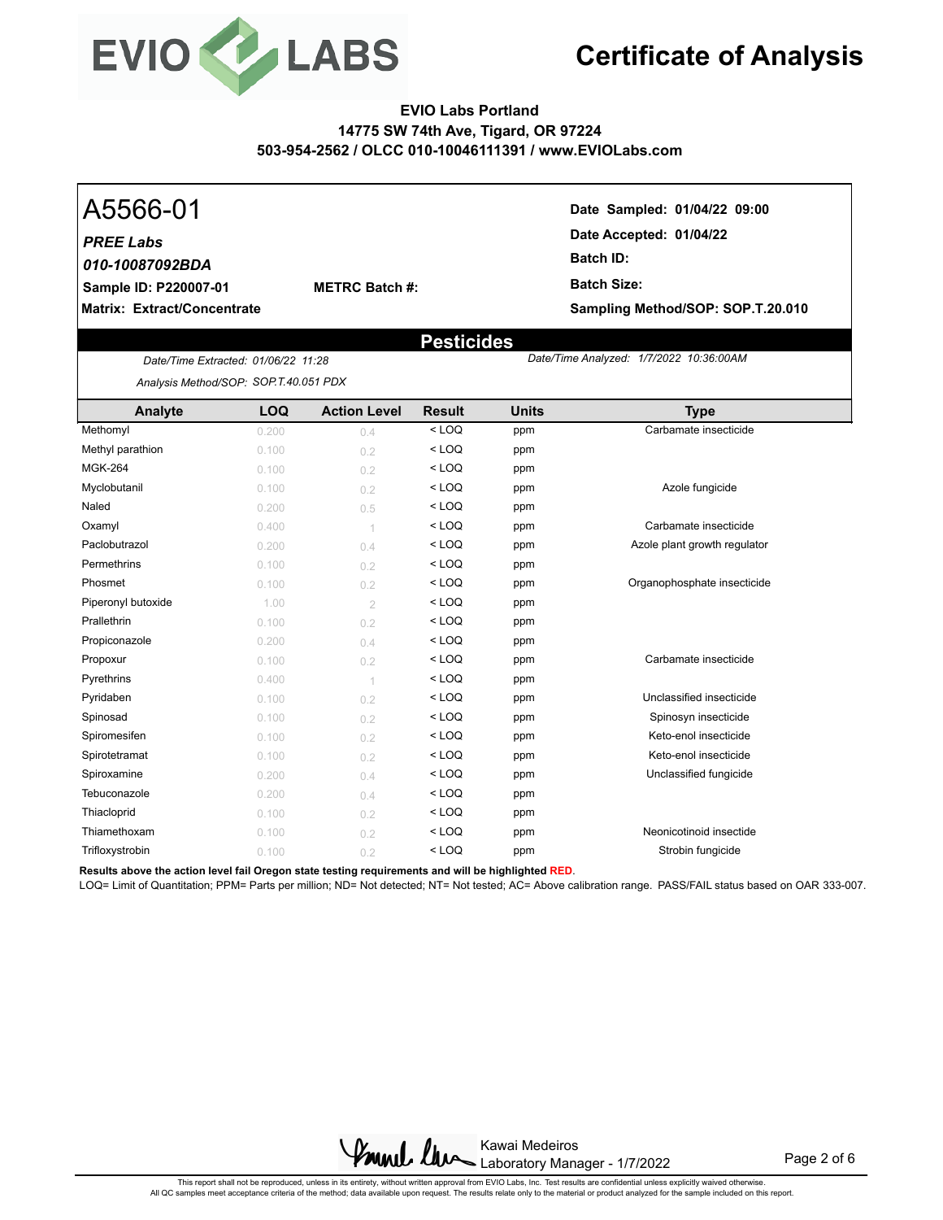# Certificate of Analysis

**EVIO Labs Portland**
**14775 SW 74th Ave, Tigard, OR 97224**
**503-954-2562 / OLCC 010-10046111391 / www.EVIOLabs.com**

## A5566-01

***PREE Labs***
***010-10087092BDA***
**Sample ID: P220007-01** **METRC Batch #:**
**Matrix: Extract/Concentrate**

**Date Sampled: 01/04/22 09:00**
**Date Accepted: 01/04/22**
**Batch ID:**
**Batch Size:**
**Sampling Method/SOP: SOP.T.20.010**

## Pesticides

*Date/Time Extracted: 01/06/22 11:28*
*Analysis Method/SOP: SOP.T.40.051 PDX*
*Date/Time Analyzed: 1/7/2022 10:36:00AM*

| Analyte | LOQ | Action Level | Result | Units | Type |
|---|---|---|---|---|---|
| Methomyl | 0.200 | 0.4 | < LOQ | ppm | Carbamate insecticide |
| Methyl parathion | 0.100 | 0.2 | < LOQ | ppm | |
| MGK-264 | 0.100 | 0.2 | < LOQ | ppm | |
| Myclobutanil | 0.100 | 0.2 | < LOQ | ppm | Azole fungicide |
| Naled | 0.200 | 0.5 | < LOQ | ppm | |
| Oxamyl | 0.400 | 1 | < LOQ | ppm | Carbamate insecticide |
| Paclobutrazol | 0.200 | 0.4 | < LOQ | ppm | Azole plant growth regulator |
| Permethrins | 0.100 | 0.2 | < LOQ | ppm | |
| Phosmet | 0.100 | 0.2 | < LOQ | ppm | Organophosphate insecticide |
| Piperonyl butoxide | 1.00 | 2 | < LOQ | ppm | |
| Prallethrin | 0.100 | 0.2 | < LOQ | ppm | |
| Propiconazole | 0.200 | 0.4 | < LOQ | ppm | |
| Propoxur | 0.100 | 0.2 | < LOQ | ppm | Carbamate insecticide |
| Pyrethrins | 0.400 | 1 | < LOQ | ppm | |
| Pyridaben | 0.100 | 0.2 | < LOQ | ppm | Unclassified insecticide |
| Spinosad | 0.100 | 0.2 | < LOQ | ppm | Spinosyn insecticide |
| Spiromesifen | 0.100 | 0.2 | < LOQ | ppm | Keto-enol insecticide |
| Spirotetramat | 0.100 | 0.2 | < LOQ | ppm | Keto-enol insecticide |
| Spiroxamine | 0.200 | 0.4 | < LOQ | ppm | Unclassified fungicide |
| Tebuconazole | 0.200 | 0.4 | < LOQ | ppm | |
| Thiacloprid | 0.100 | 0.2 | < LOQ | ppm | |
| Thiamethoxam | 0.100 | 0.2 | < LOQ | ppm | Neonicotinoid insectide |
| Trifloxystrobin | 0.100 | 0.2 | < LOQ | ppm | Strobin fungicide |

**Results above the action level fail Oregon state testing requirements and will be highlighted RED.**
LOQ= Limit of Quantitation; PPM= Parts per million; ND= Not detected; NT= Not tested; AC= Above calibration range. PASS/FAIL status based on OAR 333-007.

Kawai Medeiros
Laboratory Manager - 1/7/2022

This report shall not be reproduced, unless in its entirety, without written approval from EVIO Labs, Inc. Test results are confidential unless explicitly waived otherwise.
All QC samples meet acceptance criteria of the method; data available upon request. The results relate only to the material or product analyzed for the sample included on this report.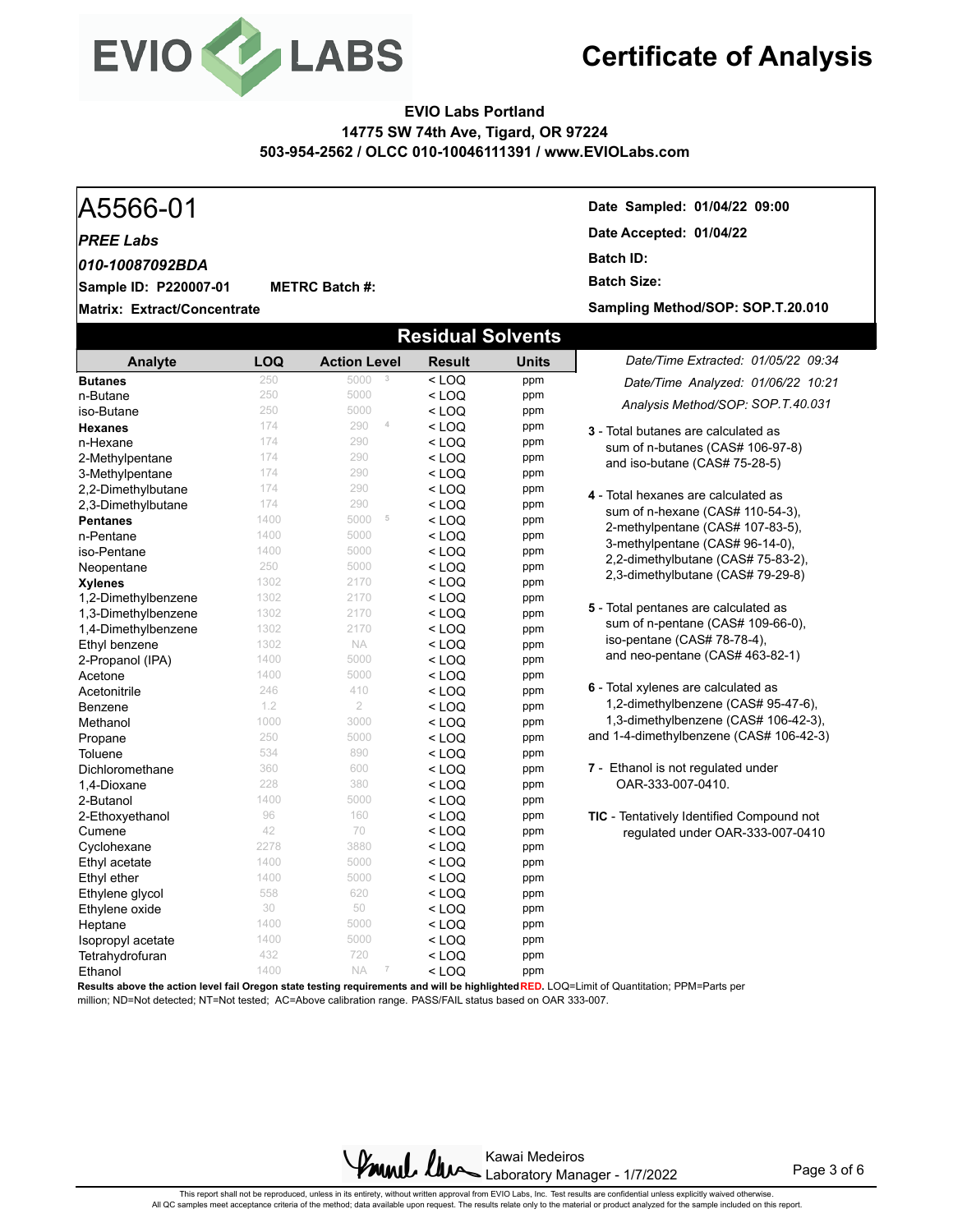# Certificate of Analysis

**EVIO Labs Portland**
**14775 SW 74th Ave, Tigard, OR 97224**
**503-954-2562 / OLCC 010-10046111391 / www.EVIOLabs.com**

## A5566-01

***PREE Labs***

***010-10087092BDA***

**Sample ID: P220007-01** **METRC Batch #:**

**Matrix: Extract/Concentrate**

**Date Sampled: 01/04/22 09:00**

**Date Accepted: 01/04/22**

**Batch ID:**

**Batch Size:**

**Sampling Method/SOP: SOP.T.20.010**

## Residual Solvents

*Date/Time Extracted: 01/05/22 09:34*

*Date/Time Analyzed: 01/06/22 10:21*

*Analysis Method/SOP: SOP.T.40.031*

| Analyte | LOQ | Action Level | Result | Units |
|---|---|---|---|---|
| **Butanes** | 250 | 5000 [3] | < LOQ | ppm |
| n-Butane | 250 | 5000 | < LOQ | ppm |
| iso-Butane | 250 | 5000 | < LOQ | ppm |
| **Hexanes** | 174 | 290 [4] | < LOQ | ppm |
| n-Hexane | 174 | 290 | < LOQ | ppm |
| 2-Methylpentane | 174 | 290 | < LOQ | ppm |
| 3-Methylpentane | 174 | 290 | < LOQ | ppm |
| 2,2-Dimethylbutane | 174 | 290 | < LOQ | ppm |
| 2,3-Dimethylbutane | 174 | 290 | < LOQ | ppm |
| **Pentanes** | 1400 | 5000 [5] | < LOQ | ppm |
| n-Pentane | 1400 | 5000 | < LOQ | ppm |
| iso-Pentane | 1400 | 5000 | < LOQ | ppm |
| Neopentane | 250 | 5000 | < LOQ | ppm |
| **Xylenes** | 1302 | 2170 | < LOQ | ppm |
| 1,2-Dimethylbenzene | 1302 | 2170 | < LOQ | ppm |
| 1,3-Dimethylbenzene | 1302 | 2170 | < LOQ | ppm |
| 1,4-Dimethylbenzene | 1302 | 2170 | < LOQ | ppm |
| Ethyl benzene | 1302 | NA | < LOQ | ppm |
| 2-Propanol (IPA) | 1400 | 5000 | < LOQ | ppm |
| Acetone | 1400 | 5000 | < LOQ | ppm |
| Acetonitrile | 246 | 410 | < LOQ | ppm |
| Benzene | 1.2 | 2 | < LOQ | ppm |
| Methanol | 1000 | 3000 | < LOQ | ppm |
| Propane | 250 | 5000 | < LOQ | ppm |
| Toluene | 534 | 890 | < LOQ | ppm |
| Dichloromethane | 360 | 600 | < LOQ | ppm |
| 1,4-Dioxane | 228 | 380 | < LOQ | ppm |
| 2-Butanol | 1400 | 5000 | < LOQ | ppm |
| 2-Ethoxyethanol | 96 | 160 | < LOQ | ppm |
| Cumene | 42 | 70 | < LOQ | ppm |
| Cyclohexane | 2278 | 3880 | < LOQ | ppm |
| Ethyl acetate | 1400 | 5000 | < LOQ | ppm |
| Ethyl ether | 1400 | 5000 | < LOQ | ppm |
| Ethylene glycol | 558 | 620 | < LOQ | ppm |
| Ethylene oxide | 30 | 50 | < LOQ | ppm |
| Heptane | 1400 | 5000 | < LOQ | ppm |
| Isopropyl acetate | 1400 | 5000 | < LOQ | ppm |
| Tetrahydrofuran | 432 | 720 | < LOQ | ppm |
| Ethanol | 1400 | NA [7] | < LOQ | ppm |

**3** - Total butanes are calculated as sum of n-butanes (CAS# 106-97-8) and iso-butane (CAS# 75-28-5)

**4** - Total hexanes are calculated as sum of n-hexane (CAS# 110-54-3), 2-methylpentane (CAS# 107-83-5), 3-methylpentane (CAS# 96-14-0), 2,2-dimethylbutane (CAS# 75-83-2), 2,3-dimethylbutane (CAS# 79-29-8)

**5** - Total pentanes are calculated as sum of n-pentane (CAS# 109-66-0), iso-pentane (CAS# 78-78-4), and neo-pentane (CAS# 463-82-1)

**6** - Total xylenes are calculated as 1,2-dimethylbenzene (CAS# 95-47-6), 1,3-dimethylbenzene (CAS# 106-42-3), and 1-4-dimethylbenzene (CAS# 106-42-3)

**7** - Ethanol is not regulated under OAR-333-007-0410.

**TIC** - Tentatively Identified Compound not regulated under OAR-333-007-0410

**Results above the action level fail Oregon state testing requirements and will be highlighted RED.** LOQ=Limit of Quantitation; PPM=Parts per million; ND=Not detected; NT=Not tested; AC=Above calibration range. PASS/FAIL status based on OAR 333-007.

Kawai Medeiros
Laboratory Manager - 1/7/2022

This report shall not be reproduced, unless in its entirety, without written approval from EVIO Labs, Inc. Test results are confidential unless explicitly waived otherwise.
All QC samples meet acceptance criteria of the method; data available upon request. The results relate only to the material or product analyzed for the sample included on this report.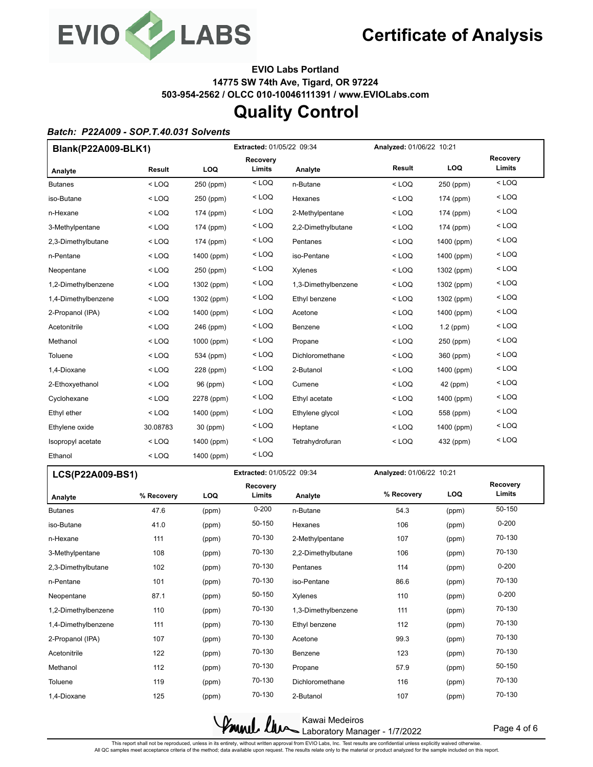# Certificate of Analysis

**EVIO Labs Portland**
**14775 SW 74th Ave, Tigard, OR 97224**
**503-954-2562 / OLCC 010-10046111391 / www.EVIOLabs.com**

# Quality Control

***Batch: P22A009 - SOP.T.40.031 Solvents***

| Blank(P22A009-BLK1) | | | **Extracted:** 01/05/22 09:34 | | **Analyzed:** 01/06/22 10:21 | | |
|---|---|---|---|---|---|---|---|
| **Analyte** | **Result** | **LOQ** | **Recovery Limits** | **Analyte** | **Result** | **LOQ** | **Recovery Limits** |
| Butanes | < LOQ | 250 (ppm) | < LOQ | n-Butane | < LOQ | 250 (ppm) | < LOQ |
| iso-Butane | < LOQ | 250 (ppm) | < LOQ | Hexanes | < LOQ | 174 (ppm) | < LOQ |
| n-Hexane | < LOQ | 174 (ppm) | < LOQ | 2-Methylpentane | < LOQ | 174 (ppm) | < LOQ |
| 3-Methylpentane | < LOQ | 174 (ppm) | < LOQ | 2,2-Dimethylbutane | < LOQ | 174 (ppm) | < LOQ |
| 2,3-Dimethylbutane | < LOQ | 174 (ppm) | < LOQ | Pentanes | < LOQ | 1400 (ppm) | < LOQ |
| n-Pentane | < LOQ | 1400 (ppm) | < LOQ | iso-Pentane | < LOQ | 1400 (ppm) | < LOQ |
| Neopentane | < LOQ | 250 (ppm) | < LOQ | Xylenes | < LOQ | 1302 (ppm) | < LOQ |
| 1,2-Dimethylbenzene | < LOQ | 1302 (ppm) | < LOQ | 1,3-Dimethylbenzene | < LOQ | 1302 (ppm) | < LOQ |
| 1,4-Dimethylbenzene | < LOQ | 1302 (ppm) | < LOQ | Ethyl benzene | < LOQ | 1302 (ppm) | < LOQ |
| 2-Propanol (IPA) | < LOQ | 1400 (ppm) | < LOQ | Acetone | < LOQ | 1400 (ppm) | < LOQ |
| Acetonitrile | < LOQ | 246 (ppm) | < LOQ | Benzene | < LOQ | 1.2 (ppm) | < LOQ |
| Methanol | < LOQ | 1000 (ppm) | < LOQ | Propane | < LOQ | 250 (ppm) | < LOQ |
| Toluene | < LOQ | 534 (ppm) | < LOQ | Dichloromethane | < LOQ | 360 (ppm) | < LOQ |
| 1,4-Dioxane | < LOQ | 228 (ppm) | < LOQ | 2-Butanol | < LOQ | 1400 (ppm) | < LOQ |
| 2-Ethoxyethanol | < LOQ | 96 (ppm) | < LOQ | Cumene | < LOQ | 42 (ppm) | < LOQ |
| Cyclohexane | < LOQ | 2278 (ppm) | < LOQ | Ethyl acetate | < LOQ | 1400 (ppm) | < LOQ |
| Ethyl ether | < LOQ | 1400 (ppm) | < LOQ | Ethylene glycol | < LOQ | 558 (ppm) | < LOQ |
| Ethylene oxide | 30.08783 | 30 (ppm) | < LOQ | Heptane | < LOQ | 1400 (ppm) | < LOQ |
| Isopropyl acetate | < LOQ | 1400 (ppm) | < LOQ | Tetrahydrofuran | < LOQ | 432 (ppm) | < LOQ |
| Ethanol | < LOQ | 1400 (ppm) | < LOQ | | | | |

| LCS(P22A009-BS1) | | | **Extracted:** 01/05/22 09:34 | | **Analyzed:** 01/06/22 10:21 | | |
|---|---|---|---|---|---|---|---|
| **Analyte** | **% Recovery** | **LOQ** | **Recovery Limits** | **Analyte** | **% Recovery** | **LOQ** | **Recovery Limits** |
| Butanes | 47.6 | (ppm) | 0-200 | n-Butane | 54.3 | (ppm) | 50-150 |
| iso-Butane | 41.0 | (ppm) | 50-150 | Hexanes | 106 | (ppm) | 0-200 |
| n-Hexane | 111 | (ppm) | 70-130 | 2-Methylpentane | 107 | (ppm) | 70-130 |
| 3-Methylpentane | 108 | (ppm) | 70-130 | 2,2-Dimethylbutane | 106 | (ppm) | 70-130 |
| 2,3-Dimethylbutane | 102 | (ppm) | 70-130 | Pentanes | 114 | (ppm) | 0-200 |
| n-Pentane | 101 | (ppm) | 70-130 | iso-Pentane | 86.6 | (ppm) | 70-130 |
| Neopentane | 87.1 | (ppm) | 50-150 | Xylenes | 110 | (ppm) | 0-200 |
| 1,2-Dimethylbenzene | 110 | (ppm) | 70-130 | 1,3-Dimethylbenzene | 111 | (ppm) | 70-130 |
| 1,4-Dimethylbenzene | 111 | (ppm) | 70-130 | Ethyl benzene | 112 | (ppm) | 70-130 |
| 2-Propanol (IPA) | 107 | (ppm) | 70-130 | Acetone | 99.3 | (ppm) | 70-130 |
| Acetonitrile | 122 | (ppm) | 70-130 | Benzene | 123 | (ppm) | 70-130 |
| Methanol | 112 | (ppm) | 70-130 | Propane | 57.9 | (ppm) | 50-150 |
| Toluene | 119 | (ppm) | 70-130 | Dichloromethane | 116 | (ppm) | 70-130 |
| 1,4-Dioxane | 125 | (ppm) | 70-130 | 2-Butanol | 107 | (ppm) | 70-130 |

Kawai Medeiros
Laboratory Manager - 1/7/2022

This report shall not be reproduced, unless in its entirety, without written approval from EVIO Labs, Inc. Test results are confidential unless explicitly waived otherwise.
All QC samples meet acceptance criteria of the method; data available upon request. The results relate only to the material or product analyzed for the sample included on this report.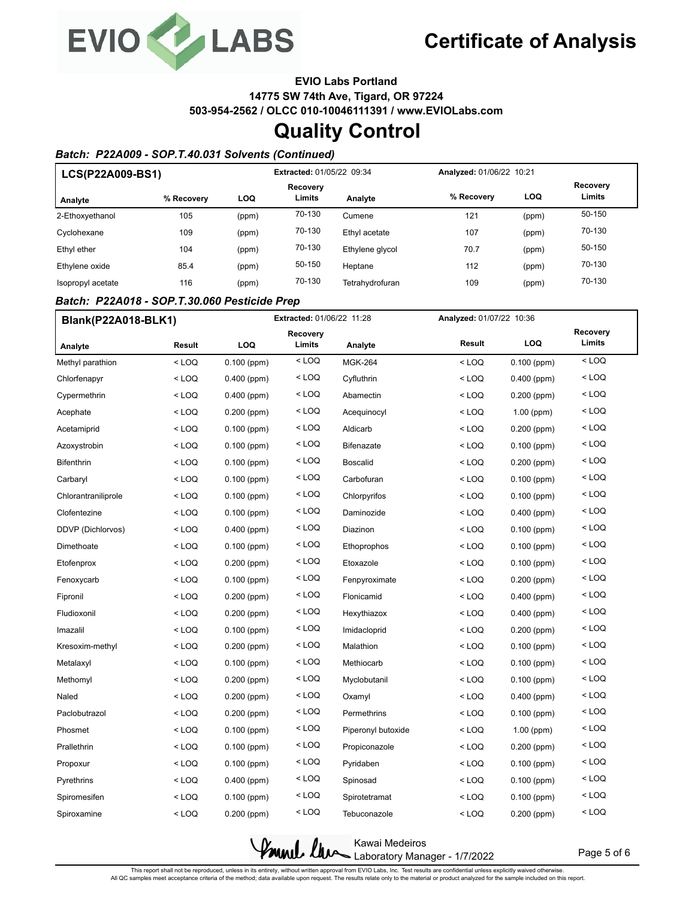# Certificate of Analysis

**EVIO Labs Portland**
**14775 SW 74th Ave, Tigard, OR 97224**
**503-954-2562 / OLCC 010-10046111391 / www.EVIOLabs.com**

# Quality Control

### *Batch: P22A009 - SOP.T.40.031 Solvents (Continued)*

| **LCS(P22A009-BS1)** | | | **Extracted:** 01/05/22 09:34 | | **Analyzed:** 01/06/22 10:21 | | |
|---|---|---|---|---|---|---|---|
| **Analyte** | **% Recovery** | **LOQ** | **Recovery Limits** | **Analyte** | **% Recovery** | **LOQ** | **Recovery Limits** |
| 2-Ethoxyethanol | 105 | (ppm) | 70-130 | Cumene | 121 | (ppm) | 50-150 |
| Cyclohexane | 109 | (ppm) | 70-130 | Ethyl acetate | 107 | (ppm) | 70-130 |
| Ethyl ether | 104 | (ppm) | 70-130 | Ethylene glycol | 70.7 | (ppm) | 50-150 |
| Ethylene oxide | 85.4 | (ppm) | 50-150 | Heptane | 112 | (ppm) | 70-130 |
| Isopropyl acetate | 116 | (ppm) | 70-130 | Tetrahydrofuran | 109 | (ppm) | 70-130 |

### *Batch: P22A018 - SOP.T.30.060 Pesticide Prep*

| **Blank(P22A018-BLK1)** | | | **Extracted:** 01/06/22 11:28 | | **Analyzed:** 01/07/22 10:36 | | |
|---|---|---|---|---|---|---|---|
| **Analyte** | **Result** | **LOQ** | **Recovery Limits** | **Analyte** | **Result** | **LOQ** | **Recovery Limits** |
| Methyl parathion | < LOQ | 0.100 (ppm) | < LOQ | MGK-264 | < LOQ | 0.100 (ppm) | < LOQ |
| Chlorfenapyr | < LOQ | 0.400 (ppm) | < LOQ | Cyfluthrin | < LOQ | 0.400 (ppm) | < LOQ |
| Cypermethrin | < LOQ | 0.400 (ppm) | < LOQ | Abamectin | < LOQ | 0.200 (ppm) | < LOQ |
| Acephate | < LOQ | 0.200 (ppm) | < LOQ | Acequinocyl | < LOQ | 1.00 (ppm) | < LOQ |
| Acetamiprid | < LOQ | 0.100 (ppm) | < LOQ | Aldicarb | < LOQ | 0.200 (ppm) | < LOQ |
| Azoxystrobin | < LOQ | 0.100 (ppm) | < LOQ | Bifenazate | < LOQ | 0.100 (ppm) | < LOQ |
| Bifenthrin | < LOQ | 0.100 (ppm) | < LOQ | Boscalid | < LOQ | 0.200 (ppm) | < LOQ |
| Carbaryl | < LOQ | 0.100 (ppm) | < LOQ | Carbofuran | < LOQ | 0.100 (ppm) | < LOQ |
| Chlorantraniliprole | < LOQ | 0.100 (ppm) | < LOQ | Chlorpyrifos | < LOQ | 0.100 (ppm) | < LOQ |
| Clofentezine | < LOQ | 0.100 (ppm) | < LOQ | Daminozide | < LOQ | 0.400 (ppm) | < LOQ |
| DDVP (Dichlorvos) | < LOQ | 0.400 (ppm) | < LOQ | Diazinon | < LOQ | 0.100 (ppm) | < LOQ |
| Dimethoate | < LOQ | 0.100 (ppm) | < LOQ | Ethoprophos | < LOQ | 0.100 (ppm) | < LOQ |
| Etofenprox | < LOQ | 0.200 (ppm) | < LOQ | Etoxazole | < LOQ | 0.100 (ppm) | < LOQ |
| Fenoxycarb | < LOQ | 0.100 (ppm) | < LOQ | Fenpyroximate | < LOQ | 0.200 (ppm) | < LOQ |
| Fipronil | < LOQ | 0.200 (ppm) | < LOQ | Flonicamid | < LOQ | 0.400 (ppm) | < LOQ |
| Fludioxonil | < LOQ | 0.200 (ppm) | < LOQ | Hexythiazox | < LOQ | 0.400 (ppm) | < LOQ |
| Imazalil | < LOQ | 0.100 (ppm) | < LOQ | Imidacloprid | < LOQ | 0.200 (ppm) | < LOQ |
| Kresoxim-methyl | < LOQ | 0.200 (ppm) | < LOQ | Malathion | < LOQ | 0.100 (ppm) | < LOQ |
| Metalaxyl | < LOQ | 0.100 (ppm) | < LOQ | Methiocarb | < LOQ | 0.100 (ppm) | < LOQ |
| Methomyl | < LOQ | 0.200 (ppm) | < LOQ | Myclobutanil | < LOQ | 0.100 (ppm) | < LOQ |
| Naled | < LOQ | 0.200 (ppm) | < LOQ | Oxamyl | < LOQ | 0.400 (ppm) | < LOQ |
| Paclobutrazol | < LOQ | 0.200 (ppm) | < LOQ | Permethrins | < LOQ | 0.100 (ppm) | < LOQ |
| Phosmet | < LOQ | 0.100 (ppm) | < LOQ | Piperonyl butoxide | < LOQ | 1.00 (ppm) | < LOQ |
| Prallethrin | < LOQ | 0.100 (ppm) | < LOQ | Propiconazole | < LOQ | 0.200 (ppm) | < LOQ |
| Propoxur | < LOQ | 0.100 (ppm) | < LOQ | Pyridaben | < LOQ | 0.100 (ppm) | < LOQ |
| Pyrethrins | < LOQ | 0.400 (ppm) | < LOQ | Spinosad | < LOQ | 0.100 (ppm) | < LOQ |
| Spiromesifen | < LOQ | 0.100 (ppm) | < LOQ | Spirotetramat | < LOQ | 0.100 (ppm) | < LOQ |
| Spiroxamine | < LOQ | 0.200 (ppm) | < LOQ | Tebuconazole | < LOQ | 0.200 (ppm) | < LOQ |

Kawai Medeiros
Laboratory Manager - 1/7/2022

This report shall not be reproduced, unless in its entirety, without written approval from EVIO Labs, Inc. Test results are confidential unless explicitly waived otherwise.
All QC samples meet acceptance criteria of the method; data available upon request. The results relate only to the material or product analyzed for the sample included on this report.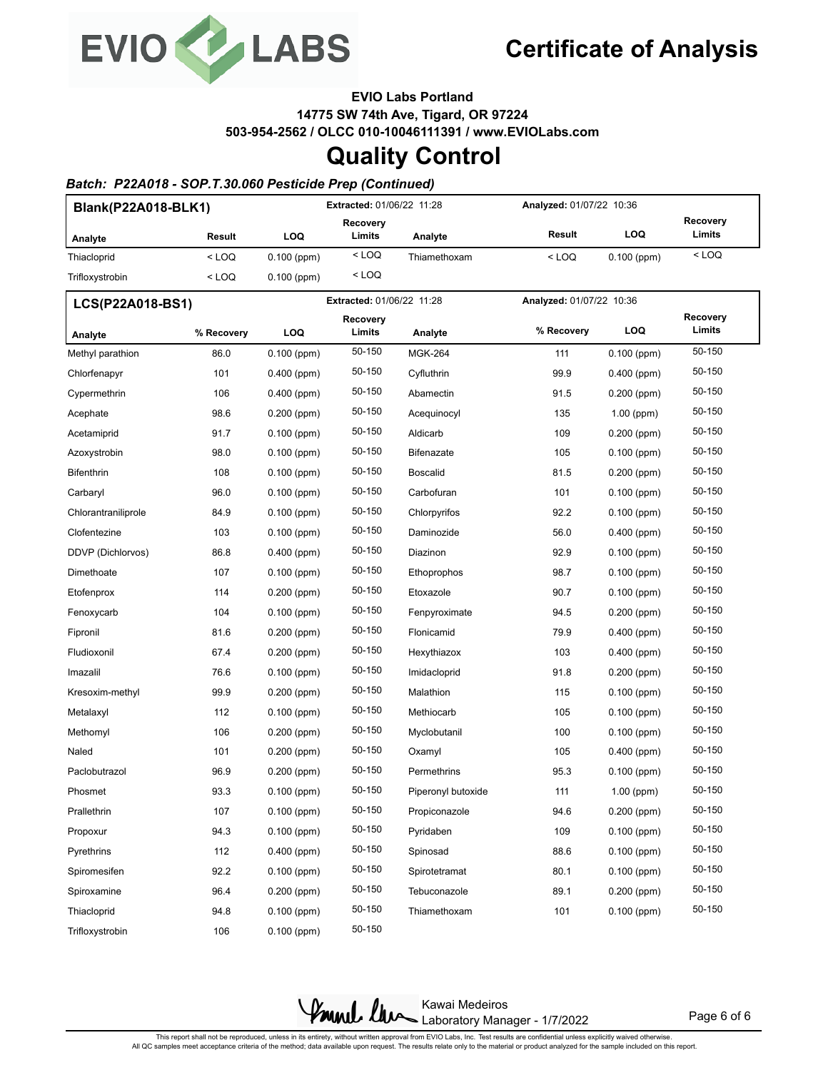# Certificate of Analysis

**EVIO Labs Portland**
**14775 SW 74th Ave, Tigard, OR 97224**
**503-954-2562 / OLCC 010-10046111391 / www.EVIOLabs.com**

# Quality Control

***Batch: P22A018 - SOP.T.30.060 Pesticide Prep (Continued)***

**Blank(P22A018-BLK1)** — **Extracted:** 01/06/22 11:28 — **Analyzed:** 01/07/22 10:36

| Analyte | Result | LOQ | Recovery Limits | Analyte | Result | LOQ | Recovery Limits |
|---|---|---|---|---|---|---|---|
| Thiacloprid | < LOQ | 0.100 (ppm) | < LOQ | Thiamethoxam | < LOQ | 0.100 (ppm) | < LOQ |
| Trifloxystrobin | < LOQ | 0.100 (ppm) | < LOQ | | | | |

**LCS(P22A018-BS1)** — **Extracted:** 01/06/22 11:28 — **Analyzed:** 01/07/22 10:36

| Analyte | % Recovery | LOQ | Recovery Limits | Analyte | % Recovery | LOQ | Recovery Limits |
|---|---|---|---|---|---|---|---|
| Methyl parathion | 86.0 | 0.100 (ppm) | 50-150 | MGK-264 | 111 | 0.100 (ppm) | 50-150 |
| Chlorfenapyr | 101 | 0.400 (ppm) | 50-150 | Cyfluthrin | 99.9 | 0.400 (ppm) | 50-150 |
| Cypermethrin | 106 | 0.400 (ppm) | 50-150 | Abamectin | 91.5 | 0.200 (ppm) | 50-150 |
| Acephate | 98.6 | 0.200 (ppm) | 50-150 | Acequinocyl | 135 | 1.00 (ppm) | 50-150 |
| Acetamiprid | 91.7 | 0.100 (ppm) | 50-150 | Aldicarb | 109 | 0.200 (ppm) | 50-150 |
| Azoxystrobin | 98.0 | 0.100 (ppm) | 50-150 | Bifenazate | 105 | 0.100 (ppm) | 50-150 |
| Bifenthrin | 108 | 0.100 (ppm) | 50-150 | Boscalid | 81.5 | 0.200 (ppm) | 50-150 |
| Carbaryl | 96.0 | 0.100 (ppm) | 50-150 | Carbofuran | 101 | 0.100 (ppm) | 50-150 |
| Chlorantraniliprole | 84.9 | 0.100 (ppm) | 50-150 | Chlorpyrifos | 92.2 | 0.100 (ppm) | 50-150 |
| Clofentezine | 103 | 0.100 (ppm) | 50-150 | Daminozide | 56.0 | 0.400 (ppm) | 50-150 |
| DDVP (Dichlorvos) | 86.8 | 0.400 (ppm) | 50-150 | Diazinon | 92.9 | 0.100 (ppm) | 50-150 |
| Dimethoate | 107 | 0.100 (ppm) | 50-150 | Ethoprophos | 98.7 | 0.100 (ppm) | 50-150 |
| Etofenprox | 114 | 0.200 (ppm) | 50-150 | Etoxazole | 90.7 | 0.100 (ppm) | 50-150 |
| Fenoxycarb | 104 | 0.100 (ppm) | 50-150 | Fenpyroximate | 94.5 | 0.200 (ppm) | 50-150 |
| Fipronil | 81.6 | 0.200 (ppm) | 50-150 | Flonicamid | 79.9 | 0.400 (ppm) | 50-150 |
| Fludioxonil | 67.4 | 0.200 (ppm) | 50-150 | Hexythiazox | 103 | 0.400 (ppm) | 50-150 |
| Imazalil | 76.6 | 0.100 (ppm) | 50-150 | Imidacloprid | 91.8 | 0.200 (ppm) | 50-150 |
| Kresoxim-methyl | 99.9 | 0.200 (ppm) | 50-150 | Malathion | 115 | 0.100 (ppm) | 50-150 |
| Metalaxyl | 112 | 0.100 (ppm) | 50-150 | Methiocarb | 105 | 0.100 (ppm) | 50-150 |
| Methomyl | 106 | 0.200 (ppm) | 50-150 | Myclobutanil | 100 | 0.100 (ppm) | 50-150 |
| Naled | 101 | 0.200 (ppm) | 50-150 | Oxamyl | 105 | 0.400 (ppm) | 50-150 |
| Paclobutrazol | 96.9 | 0.200 (ppm) | 50-150 | Permethrins | 95.3 | 0.100 (ppm) | 50-150 |
| Phosmet | 93.3 | 0.100 (ppm) | 50-150 | Piperonyl butoxide | 111 | 1.00 (ppm) | 50-150 |
| Prallethrin | 107 | 0.100 (ppm) | 50-150 | Propiconazole | 94.6 | 0.200 (ppm) | 50-150 |
| Propoxur | 94.3 | 0.100 (ppm) | 50-150 | Pyridaben | 109 | 0.100 (ppm) | 50-150 |
| Pyrethrins | 112 | 0.400 (ppm) | 50-150 | Spinosad | 88.6 | 0.100 (ppm) | 50-150 |
| Spiromesifen | 92.2 | 0.100 (ppm) | 50-150 | Spirotetramat | 80.1 | 0.100 (ppm) | 50-150 |
| Spiroxamine | 96.4 | 0.200 (ppm) | 50-150 | Tebuconazole | 89.1 | 0.200 (ppm) | 50-150 |
| Thiacloprid | 94.8 | 0.100 (ppm) | 50-150 | Thiamethoxam | 101 | 0.100 (ppm) | 50-150 |
| Trifloxystrobin | 106 | 0.100 (ppm) | 50-150 | | | | |

Kawai Medeiros
Laboratory Manager - 1/7/2022

This report shall not be reproduced, unless in its entirety, without written approval from EVIO Labs, Inc. Test results are confidential unless explicitly waived otherwise.
All QC samples meet acceptance criteria of the method; data available upon request. The results relate only to the material or product analyzed for the sample included on this report.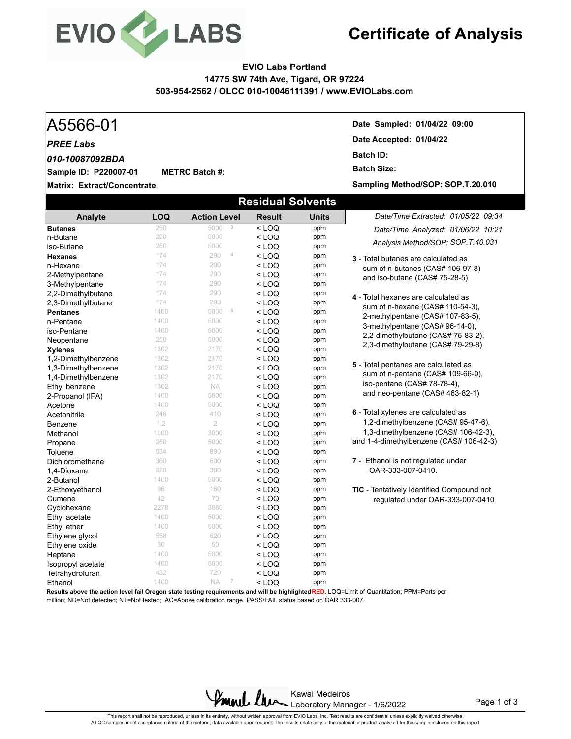# Certificate of Analysis

**EVIO Labs Portland**
**14775 SW 74th Ave, Tigard, OR 97224**
**503-954-2562 / OLCC 010-10046111391 / www.EVIOLabs.com**

## A5566-01

*PREE Labs*

*010-10087092BDA*

**Sample ID: P220007-01** **METRC Batch #:**

**Matrix: Extract/Concentrate**

**Date Sampled: 01/04/22 09:00**

**Date Accepted: 01/04/22**

**Batch ID:**

**Batch Size:**

**Sampling Method/SOP: SOP.T.20.010**

## Residual Solvents

*Date/Time Extracted: 01/05/22 09:34*

*Date/Time Analyzed: 01/06/22 10:21*

*Analysis Method/SOP: SOP.T.40.031*

| Analyte | LOQ | Action Level | Result | Units |
|---|---|---|---|---|
| **Butanes** | 250 | 5000 [3] | < LOQ | ppm |
| n-Butane | 250 | 5000 | < LOQ | ppm |
| iso-Butane | 250 | 5000 | < LOQ | ppm |
| **Hexanes** | 174 | 290 [4] | < LOQ | ppm |
| n-Hexane | 174 | 290 | < LOQ | ppm |
| 2-Methylpentane | 174 | 290 | < LOQ | ppm |
| 3-Methylpentane | 174 | 290 | < LOQ | ppm |
| 2,2-Dimethylbutane | 174 | 290 | < LOQ | ppm |
| 2,3-Dimethylbutane | 174 | 290 | < LOQ | ppm |
| **Pentanes** | 1400 | 5000 [5] | < LOQ | ppm |
| n-Pentane | 1400 | 5000 | < LOQ | ppm |
| iso-Pentane | 1400 | 5000 | < LOQ | ppm |
| Neopentane | 250 | 5000 | < LOQ | ppm |
| **Xylenes** | 1302 | 2170 | < LOQ | ppm |
| 1,2-Dimethylbenzene | 1302 | 2170 | < LOQ | ppm |
| 1,3-Dimethylbenzene | 1302 | 2170 | < LOQ | ppm |
| 1,4-Dimethylbenzene | 1302 | 2170 | < LOQ | ppm |
| Ethyl benzene | 1302 | NA | < LOQ | ppm |
| 2-Propanol (IPA) | 1400 | 5000 | < LOQ | ppm |
| Acetone | 1400 | 5000 | < LOQ | ppm |
| Acetonitrile | 246 | 410 | < LOQ | ppm |
| Benzene | 1.2 | 2 | < LOQ | ppm |
| Methanol | 1000 | 3000 | < LOQ | ppm |
| Propane | 250 | 5000 | < LOQ | ppm |
| Toluene | 534 | 890 | < LOQ | ppm |
| Dichloromethane | 360 | 600 | < LOQ | ppm |
| 1,4-Dioxane | 228 | 380 | < LOQ | ppm |
| 2-Butanol | 1400 | 5000 | < LOQ | ppm |
| 2-Ethoxyethanol | 96 | 160 | < LOQ | ppm |
| Cumene | 42 | 70 | < LOQ | ppm |
| Cyclohexane | 2278 | 3880 | < LOQ | ppm |
| Ethyl acetate | 1400 | 5000 | < LOQ | ppm |
| Ethyl ether | 1400 | 5000 | < LOQ | ppm |
| Ethylene glycol | 558 | 620 | < LOQ | ppm |
| Ethylene oxide | 30 | 50 | < LOQ | ppm |
| Heptane | 1400 | 5000 | < LOQ | ppm |
| Isopropyl acetate | 1400 | 5000 | < LOQ | ppm |
| Tetrahydrofuran | 432 | 720 | < LOQ | ppm |
| Ethanol | 1400 | NA [7] | < LOQ | ppm |

**3** - Total butanes are calculated as sum of n-butanes (CAS# 106-97-8) and iso-butane (CAS# 75-28-5)

**4** - Total hexanes are calculated as sum of n-hexane (CAS# 110-54-3), 2-methylpentane (CAS# 107-83-5), 3-methylpentane (CAS# 96-14-0), 2,2-dimethylbutane (CAS# 75-83-2), 2,3-dimethylbutane (CAS# 79-29-8)

**5** - Total pentanes are calculated as sum of n-pentane (CAS# 109-66-0), iso-pentane (CAS# 78-78-4), and neo-pentane (CAS# 463-82-1)

**6** - Total xylenes are calculated as 1,2-dimethylbenzene (CAS# 95-47-6), 1,3-dimethylbenzene (CAS# 106-42-3), and 1-4-dimethylbenzene (CAS# 106-42-3)

**7** - Ethanol is not regulated under OAR-333-007-0410.

**TIC** - Tentatively Identified Compound not regulated under OAR-333-007-0410

**Results above the action level fail Oregon state testing requirements and will be highlighted RED.** LOQ=Limit of Quantitation; PPM=Parts per million; ND=Not detected; NT=Not tested; AC=Above calibration range. PASS/FAIL status based on OAR 333-007.

Kawai Medeiros
Laboratory Manager - 1/6/2022

This report shall not be reproduced, unless in its entirety, without written approval from EVIO Labs, Inc. Test results are confidential unless explicitly waived otherwise. All QC samples meet acceptance criteria of the method; data available upon request. The results relate only to the material or product analyzed for the sample included on this report.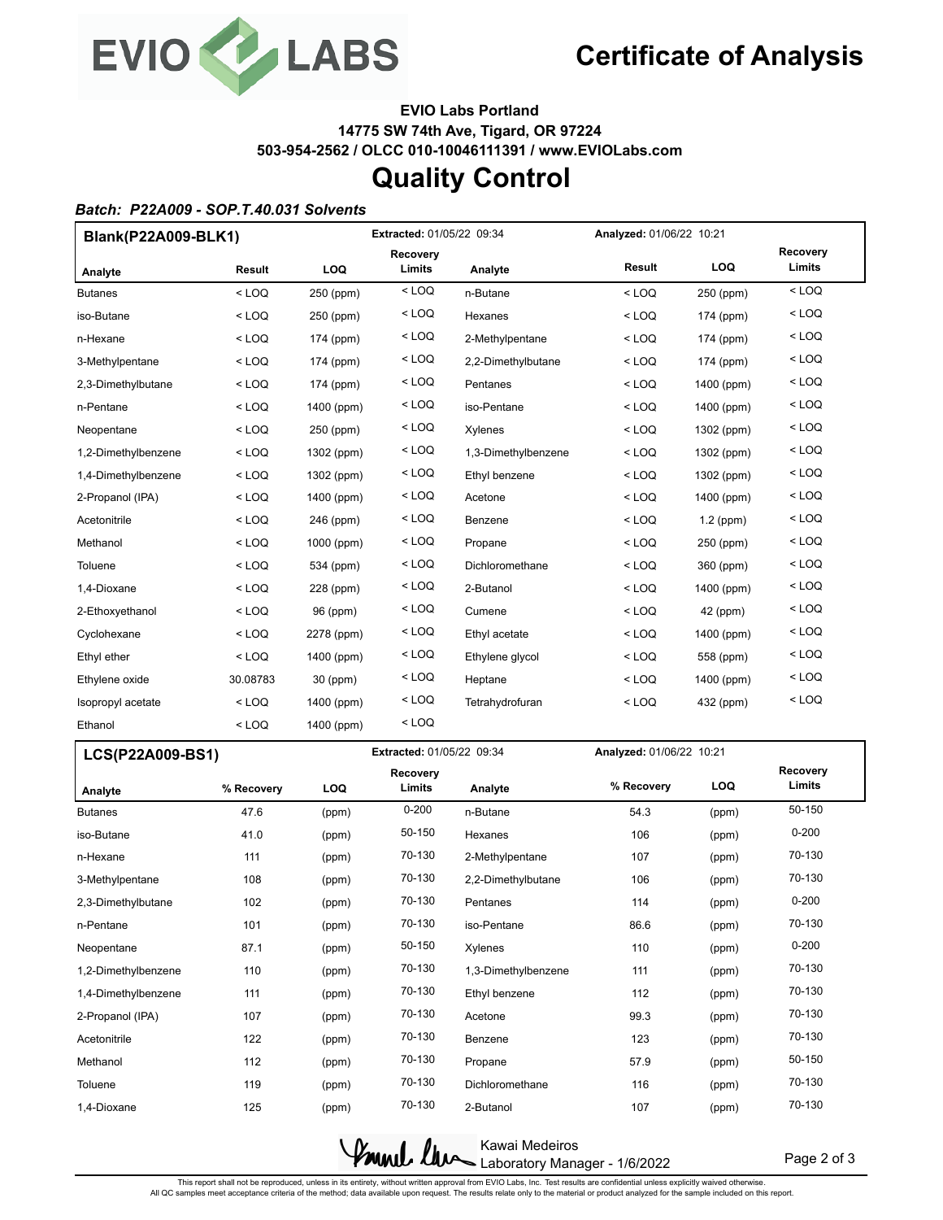# Certificate of Analysis

**EVIO Labs Portland**
**14775 SW 74th Ave, Tigard, OR 97224**
**503-954-2562 / OLCC 010-10046111391 / www.EVIOLabs.com**

# Quality Control

***Batch: P22A009 - SOP.T.40.031 Solvents***

**Blank(P22A009-BLK1)** — **Extracted:** 01/05/22 09:34 — **Analyzed:** 01/06/22 10:21

| Analyte | Result | LOQ | Recovery Limits | Analyte | Result | LOQ | Recovery Limits |
|---|---|---|---|---|---|---|---|
| Butanes | < LOQ | 250 (ppm) | < LOQ | n-Butane | < LOQ | 250 (ppm) | < LOQ |
| iso-Butane | < LOQ | 250 (ppm) | < LOQ | Hexanes | < LOQ | 174 (ppm) | < LOQ |
| n-Hexane | < LOQ | 174 (ppm) | < LOQ | 2-Methylpentane | < LOQ | 174 (ppm) | < LOQ |
| 3-Methylpentane | < LOQ | 174 (ppm) | < LOQ | 2,2-Dimethylbutane | < LOQ | 174 (ppm) | < LOQ |
| 2,3-Dimethylbutane | < LOQ | 174 (ppm) | < LOQ | Pentanes | < LOQ | 1400 (ppm) | < LOQ |
| n-Pentane | < LOQ | 1400 (ppm) | < LOQ | iso-Pentane | < LOQ | 1400 (ppm) | < LOQ |
| Neopentane | < LOQ | 250 (ppm) | < LOQ | Xylenes | < LOQ | 1302 (ppm) | < LOQ |
| 1,2-Dimethylbenzene | < LOQ | 1302 (ppm) | < LOQ | 1,3-Dimethylbenzene | < LOQ | 1302 (ppm) | < LOQ |
| 1,4-Dimethylbenzene | < LOQ | 1302 (ppm) | < LOQ | Ethyl benzene | < LOQ | 1302 (ppm) | < LOQ |
| 2-Propanol (IPA) | < LOQ | 1400 (ppm) | < LOQ | Acetone | < LOQ | 1400 (ppm) | < LOQ |
| Acetonitrile | < LOQ | 246 (ppm) | < LOQ | Benzene | < LOQ | 1.2 (ppm) | < LOQ |
| Methanol | < LOQ | 1000 (ppm) | < LOQ | Propane | < LOQ | 250 (ppm) | < LOQ |
| Toluene | < LOQ | 534 (ppm) | < LOQ | Dichloromethane | < LOQ | 360 (ppm) | < LOQ |
| 1,4-Dioxane | < LOQ | 228 (ppm) | < LOQ | 2-Butanol | < LOQ | 1400 (ppm) | < LOQ |
| 2-Ethoxyethanol | < LOQ | 96 (ppm) | < LOQ | Cumene | < LOQ | 42 (ppm) | < LOQ |
| Cyclohexane | < LOQ | 2278 (ppm) | < LOQ | Ethyl acetate | < LOQ | 1400 (ppm) | < LOQ |
| Ethyl ether | < LOQ | 1400 (ppm) | < LOQ | Ethylene glycol | < LOQ | 558 (ppm) | < LOQ |
| Ethylene oxide | 30.08783 | 30 (ppm) | < LOQ | Heptane | < LOQ | 1400 (ppm) | < LOQ |
| Isopropyl acetate | < LOQ | 1400 (ppm) | < LOQ | Tetrahydrofuran | < LOQ | 432 (ppm) | < LOQ |
| Ethanol | < LOQ | 1400 (ppm) | < LOQ | | | | |

**LCS(P22A009-BS1)** — **Extracted:** 01/05/22 09:34 — **Analyzed:** 01/06/22 10:21

| Analyte | % Recovery | LOQ | Recovery Limits | Analyte | % Recovery | LOQ | Recovery Limits |
|---|---|---|---|---|---|---|---|
| Butanes | 47.6 | (ppm) | 0-200 | n-Butane | 54.3 | (ppm) | 50-150 |
| iso-Butane | 41.0 | (ppm) | 50-150 | Hexanes | 106 | (ppm) | 0-200 |
| n-Hexane | 111 | (ppm) | 70-130 | 2-Methylpentane | 107 | (ppm) | 70-130 |
| 3-Methylpentane | 108 | (ppm) | 70-130 | 2,2-Dimethylbutane | 106 | (ppm) | 70-130 |
| 2,3-Dimethylbutane | 102 | (ppm) | 70-130 | Pentanes | 114 | (ppm) | 0-200 |
| n-Pentane | 101 | (ppm) | 70-130 | iso-Pentane | 86.6 | (ppm) | 70-130 |
| Neopentane | 87.1 | (ppm) | 50-150 | Xylenes | 110 | (ppm) | 0-200 |
| 1,2-Dimethylbenzene | 110 | (ppm) | 70-130 | 1,3-Dimethylbenzene | 111 | (ppm) | 70-130 |
| 1,4-Dimethylbenzene | 111 | (ppm) | 70-130 | Ethyl benzene | 112 | (ppm) | 70-130 |
| 2-Propanol (IPA) | 107 | (ppm) | 70-130 | Acetone | 99.3 | (ppm) | 70-130 |
| Acetonitrile | 122 | (ppm) | 70-130 | Benzene | 123 | (ppm) | 70-130 |
| Methanol | 112 | (ppm) | 70-130 | Propane | 57.9 | (ppm) | 50-150 |
| Toluene | 119 | (ppm) | 70-130 | Dichloromethane | 116 | (ppm) | 70-130 |
| 1,4-Dioxane | 125 | (ppm) | 70-130 | 2-Butanol | 107 | (ppm) | 70-130 |

Kawai Medeiros
Laboratory Manager - 1/6/2022

This report shall not be reproduced, unless in its entirety, without written approval from EVIO Labs, Inc. Test results are confidential unless explicitly waived otherwise.
All QC samples meet acceptance criteria of the method; data available upon request. The results relate only to the material or product analyzed for the sample included on this report.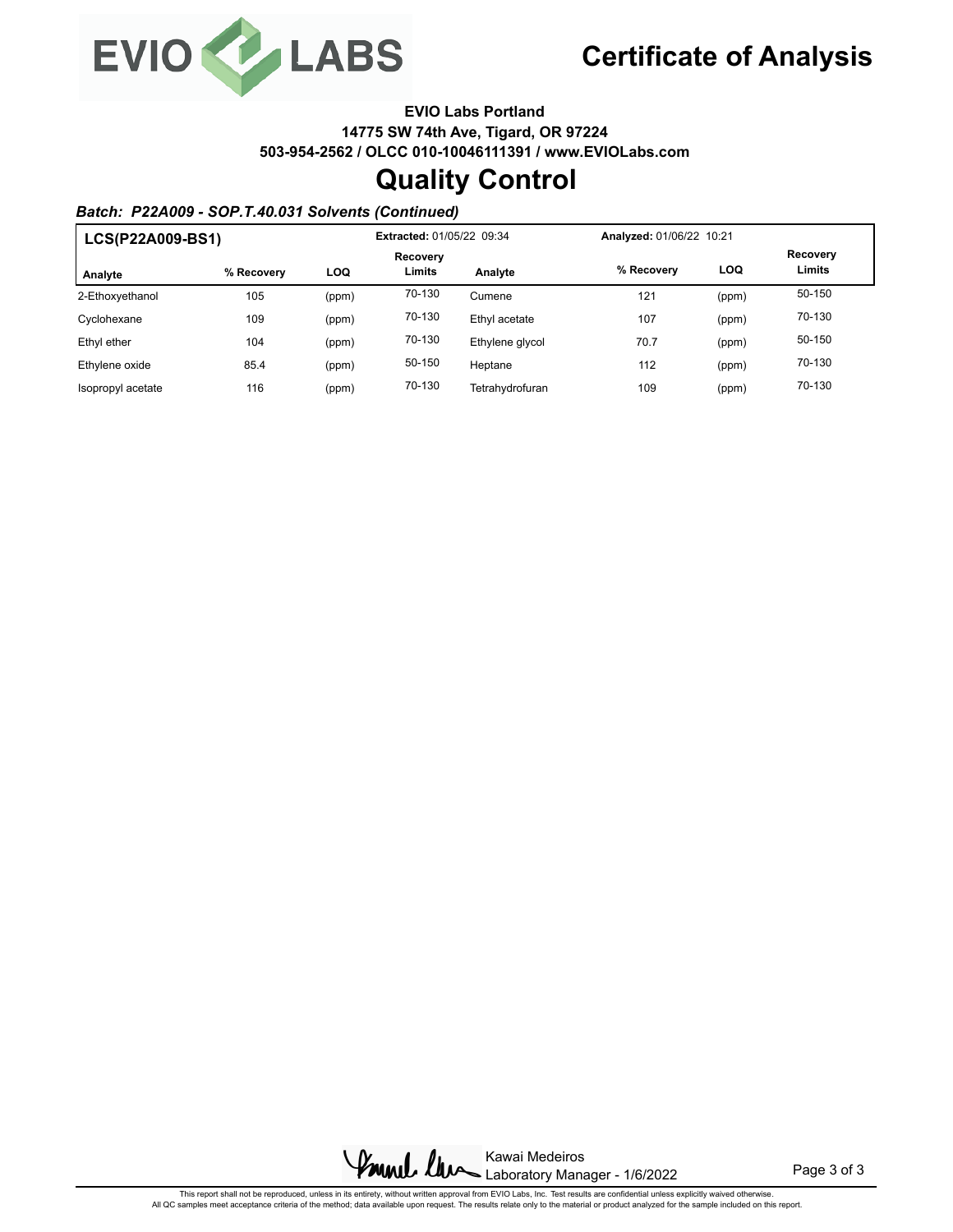# Certificate of Analysis

**EVIO Labs Portland**
**14775 SW 74th Ave, Tigard, OR 97224**
**503-954-2562 / OLCC 010-10046111391 / www.EVIOLabs.com**

# Quality Control

***Batch: P22A009 - SOP.T.40.031 Solvents (Continued)***

| **LCS(P22A009-BS1)** | | | **Extracted:** 01/05/22 09:34 | | **Analyzed:** 01/06/22 10:21 | | |
|---|---|---|---|---|---|---|---|
| **Analyte** | **% Recovery** | **LOQ** | **Recovery Limits** | **Analyte** | **% Recovery** | **LOQ** | **Recovery Limits** |
| 2-Ethoxyethanol | 105 | (ppm) | 70-130 | Cumene | 121 | (ppm) | 50-150 |
| Cyclohexane | 109 | (ppm) | 70-130 | Ethyl acetate | 107 | (ppm) | 70-130 |
| Ethyl ether | 104 | (ppm) | 70-130 | Ethylene glycol | 70.7 | (ppm) | 50-150 |
| Ethylene oxide | 85.4 | (ppm) | 50-150 | Heptane | 112 | (ppm) | 70-130 |
| Isopropyl acetate | 116 | (ppm) | 70-130 | Tetrahydrofuran | 109 | (ppm) | 70-130 |

Kawai Medeiros
Laboratory Manager - 1/6/2022

This report shall not be reproduced, unless in its entirety, without written approval from EVIO Labs, Inc. Test results are confidential unless explicitly waived otherwise.
All QC samples meet acceptance criteria of the method; data available upon request. The results relate only to the material or product analyzed for the sample included on this report.